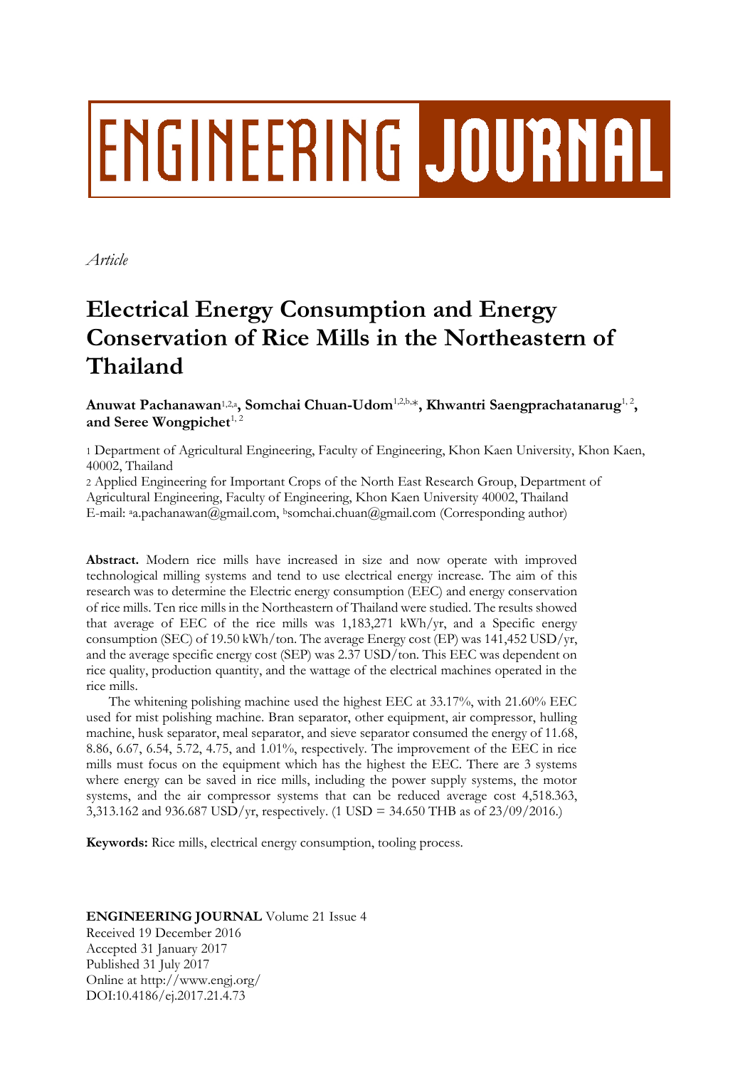# ENGINEERING JOURNAL

*Article*

# Electrical Energy Consumption and Energy Conservation of Rice Mills in the Northeastern of Thailand

**Anuwat Pachanawan**[1,2,a]**, Somchai Chuan-Udom**[1,2,b,*]**, Khwantri Saengprachatanarug**[1,2]**, and Seree Wongpichet**[1,2]

1 Department of Agricultural Engineering, Faculty of Engineering, Khon Kaen University, Khon Kaen, 40002, Thailand

2 Applied Engineering for Important Crops of the North East Research Group, Department of Agricultural Engineering, Faculty of Engineering, Khon Kaen University 40002, Thailand

E-mail: [a]a.pachanawan@gmail.com, [b]somchai.chuan@gmail.com (Corresponding author)

**Abstract.** Modern rice mills have increased in size and now operate with improved technological milling systems and tend to use electrical energy increase. The aim of this research was to determine the Electric energy consumption (EEC) and energy conservation of rice mills. Ten rice mills in the Northeastern of Thailand were studied. The results showed that average of EEC of the rice mills was 1,183,271 kWh/yr, and a Specific energy consumption (SEC) of 19.50 kWh/ton. The average Energy cost (EP) was 141,452 USD/yr, and the average specific energy cost (SEP) was 2.37 USD/ton. This EEC was dependent on rice quality, production quantity, and the wattage of the electrical machines operated in the rice mills.

The whitening polishing machine used the highest EEC at 33.17%, with 21.60% EEC used for mist polishing machine. Bran separator, other equipment, air compressor, hulling machine, husk separator, meal separator, and sieve separator consumed the energy of 11.68, 8.86, 6.67, 6.54, 5.72, 4.75, and 1.01%, respectively. The improvement of the EEC in rice mills must focus on the equipment which has the highest the EEC. There are 3 systems where energy can be saved in rice mills, including the power supply systems, the motor systems, and the air compressor systems that can be reduced average cost 4,518.363, 3,313.162 and 936.687 USD/yr, respectively. (1 USD = 34.650 THB as of 23/09/2016.)

**Keywords:** Rice mills, electrical energy consumption, tooling process.

**ENGINEERING JOURNAL** Volume 21 Issue 4
Received 19 December 2016
Accepted 31 January 2017
Published 31 July 2017
Online at http://www.engj.org/
DOI:10.4186/ej.2017.21.4.73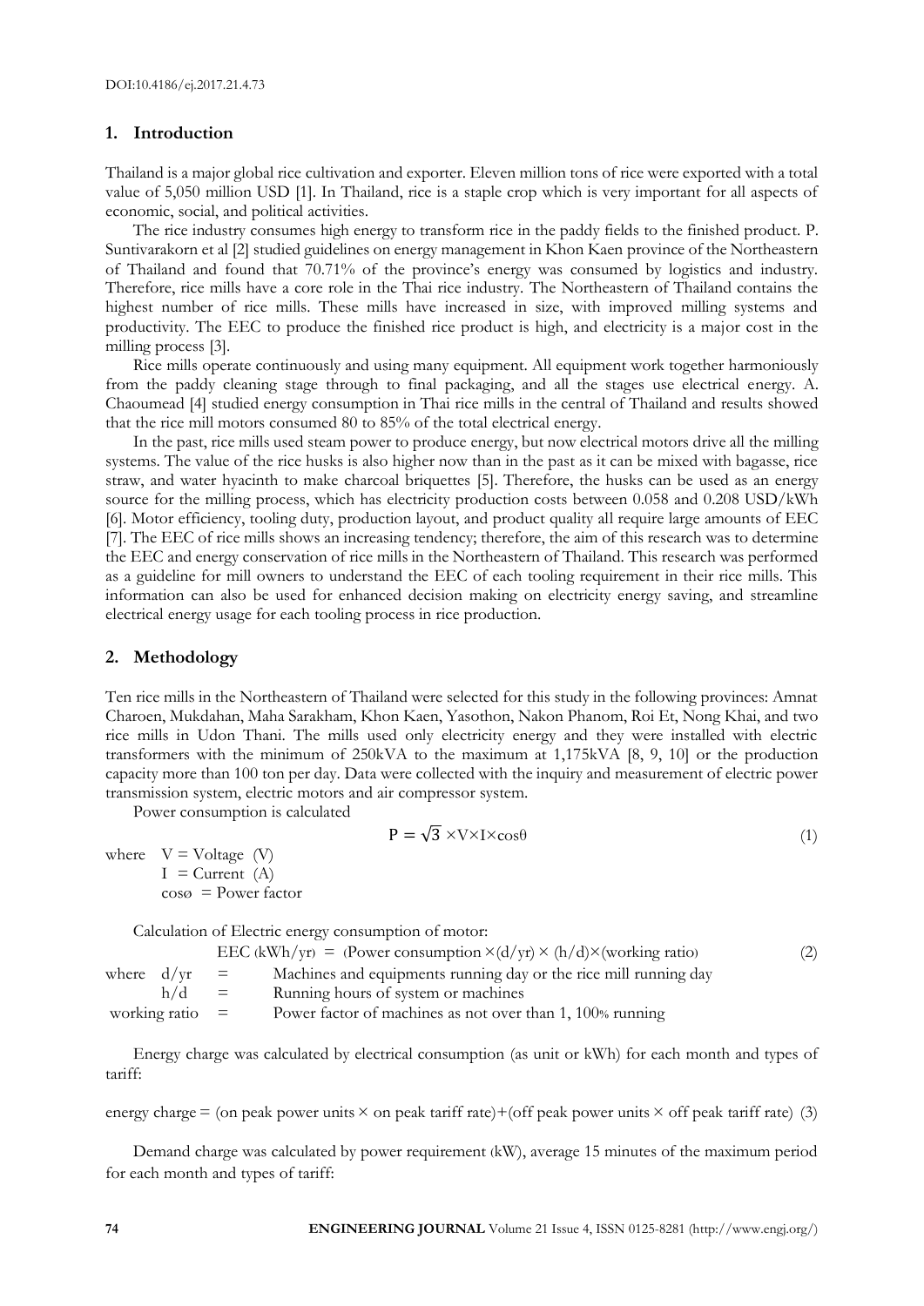## 1. Introduction

Thailand is a major global rice cultivation and exporter. Eleven million tons of rice were exported with a total value of 5,050 million USD [1]. In Thailand, rice is a staple crop which is very important for all aspects of economic, social, and political activities.

The rice industry consumes high energy to transform rice in the paddy fields to the finished product. P. Suntivarakorn et al [2] studied guidelines on energy management in Khon Kaen province of the Northeastern of Thailand and found that 70.71% of the province's energy was consumed by logistics and industry. Therefore, rice mills have a core role in the Thai rice industry. The Northeastern of Thailand contains the highest number of rice mills. These mills have increased in size, with improved milling systems and productivity. The EEC to produce the finished rice product is high, and electricity is a major cost in the milling process [3].

Rice mills operate continuously and using many equipment. All equipment work together harmoniously from the paddy cleaning stage through to final packaging, and all the stages use electrical energy. A. Chaoumead [4] studied energy consumption in Thai rice mills in the central of Thailand and results showed that the rice mill motors consumed 80 to 85% of the total electrical energy.

In the past, rice mills used steam power to produce energy, but now electrical motors drive all the milling systems. The value of the rice husks is also higher now than in the past as it can be mixed with bagasse, rice straw, and water hyacinth to make charcoal briquettes [5]. Therefore, the husks can be used as an energy source for the milling process, which has electricity production costs between 0.058 and 0.208 USD/kWh [6]. Motor efficiency, tooling duty, production layout, and product quality all require large amounts of EEC [7]. The EEC of rice mills shows an increasing tendency; therefore, the aim of this research was to determine the EEC and energy conservation of rice mills in the Northeastern of Thailand. This research was performed as a guideline for mill owners to understand the EEC of each tooling requirement in their rice mills. This information can also be used for enhanced decision making on electricity energy saving, and streamline electrical energy usage for each tooling process in rice production.

## 2. Methodology

Ten rice mills in the Northeastern of Thailand were selected for this study in the following provinces: Amnat Charoen, Mukdahan, Maha Sarakham, Khon Kaen, Yasothon, Nakon Phanom, Roi Et, Nong Khai, and two rice mills in Udon Thani. The mills used only electricity energy and they were installed with electric transformers with the minimum of 250kVA to the maximum at 1,175kVA [8, 9, 10] or the production capacity more than 100 ton per day. Data were collected with the inquiry and measurement of electric power transmission system, electric motors and air compressor system.

Power consumption is calculated

$$P = \sqrt{3} \times V \times I \times \cos\theta \tag{1}$$

where $V$ = Voltage (V)
$I$ = Current (A)
$\cos\theta$ = Power factor

Calculation of Electric energy consumption of motor:

$$\text{EEC (kWh/yr)} = (\text{Power consumption} \times (d/yr) \times (h/d) \times (\text{working ratio})) \tag{2}$$

where $d/yr$ = Machines and equipments running day or the rice mill running day
$h/d$ = Running hours of system or machines
working ratio = Power factor of machines as not over than 1, 100% running

Energy charge was calculated by electrical consumption (as unit or kWh) for each month and types of tariff:

$$\text{energy charge} = (\text{on peak power units} \times \text{on peak tariff rate}) + (\text{off peak power units} \times \text{off peak tariff rate}) \tag{3}$$

Demand charge was calculated by power requirement (kW), average 15 minutes of the maximum period for each month and types of tariff: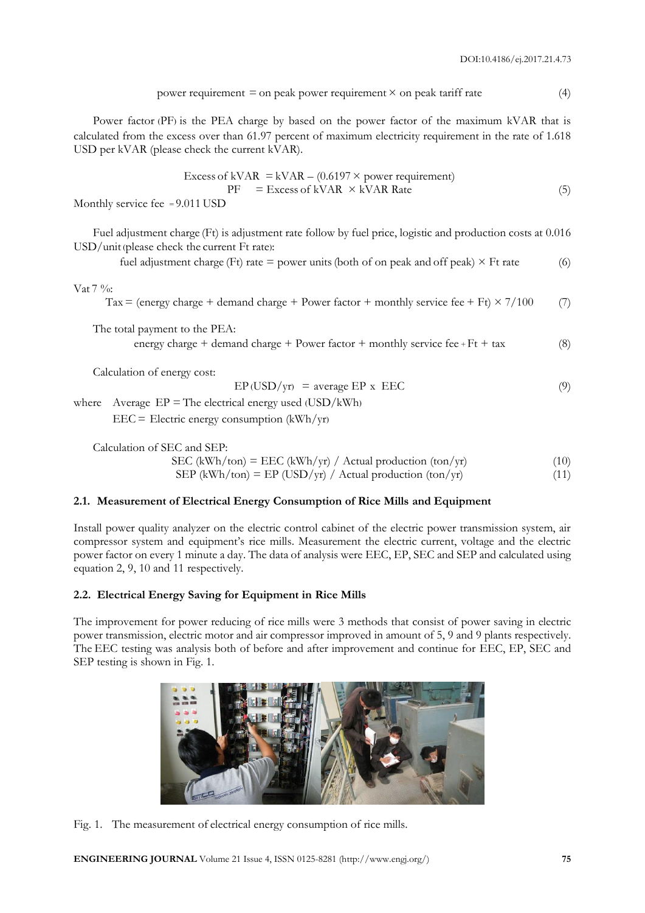$$\text{power requirement} = \text{on peak power requirement} \times \text{on peak tariff rate} \tag{4}$$

Power factor (PF) is the PEA charge by based on the power factor of the maximum kVAR that is calculated from the excess over than 61.97 percent of maximum electricity requirement in the rate of 1.618 USD per kVAR (please check the current kVAR).

$$\text{Excess of kVAR} = \text{kVAR} - (0.6197 \times \text{power requirement})$$
$$\text{PF} = \text{Excess of kVAR} \times \text{kVAR Rate} \tag{5}$$

Monthly service fee = 9.011 USD

Fuel adjustment charge (Ft) is adjustment rate follow by fuel price, logistic and production costs at 0.016 USD/unit (please check the current Ft rate):

$$\text{fuel adjustment charge (Ft) rate} = \text{power units (both of on peak and off peak)} \times \text{Ft rate} \tag{6}$$

Vat 7 %:

$$\text{Tax} = (\text{energy charge} + \text{demand charge} + \text{Power factor} + \text{monthly service fee} + \text{Ft}) \times 7/100 \tag{7}$$

The total payment to the PEA:

$$\text{energy charge} + \text{demand charge} + \text{Power factor} + \text{monthly service fee} + \text{Ft} + \text{tax} \tag{8}$$

Calculation of energy cost:

$$\text{EP (USD/yr)} = \text{average EP x EEC} \tag{9}$$

where Average EP = The electrical energy used (USD/kWh)

EEC = Electric energy consumption (kWh/yr)

Calculation of SEC and SEP:

$$\text{SEC (kWh/ton)} = \text{EEC (kWh/yr) / Actual production (ton/yr)} \tag{10}$$
$$\text{SEP (kWh/ton)} = \text{EP (USD/yr) / Actual production (ton/yr)} \tag{11}$$

### 2.1. Measurement of Electrical Energy Consumption of Rice Mills and Equipment

Install power quality analyzer on the electric control cabinet of the electric power transmission system, air compressor system and equipment's rice mills. Measurement the electric current, voltage and the electric power factor on every 1 minute a day. The data of analysis were EEC, EP, SEC and SEP and calculated using equation 2, 9, 10 and 11 respectively.

### 2.2. Electrical Energy Saving for Equipment in Rice Mills

The improvement for power reducing of rice mills were 3 methods that consist of power saving in electric power transmission, electric motor and air compressor improved in amount of 5, 9 and 9 plants respectively. The EEC testing was analysis both of before and after improvement and continue for EEC, EP, SEC and SEP testing is shown in Fig. 1.

Fig. 1. The measurement of electrical energy consumption of rice mills.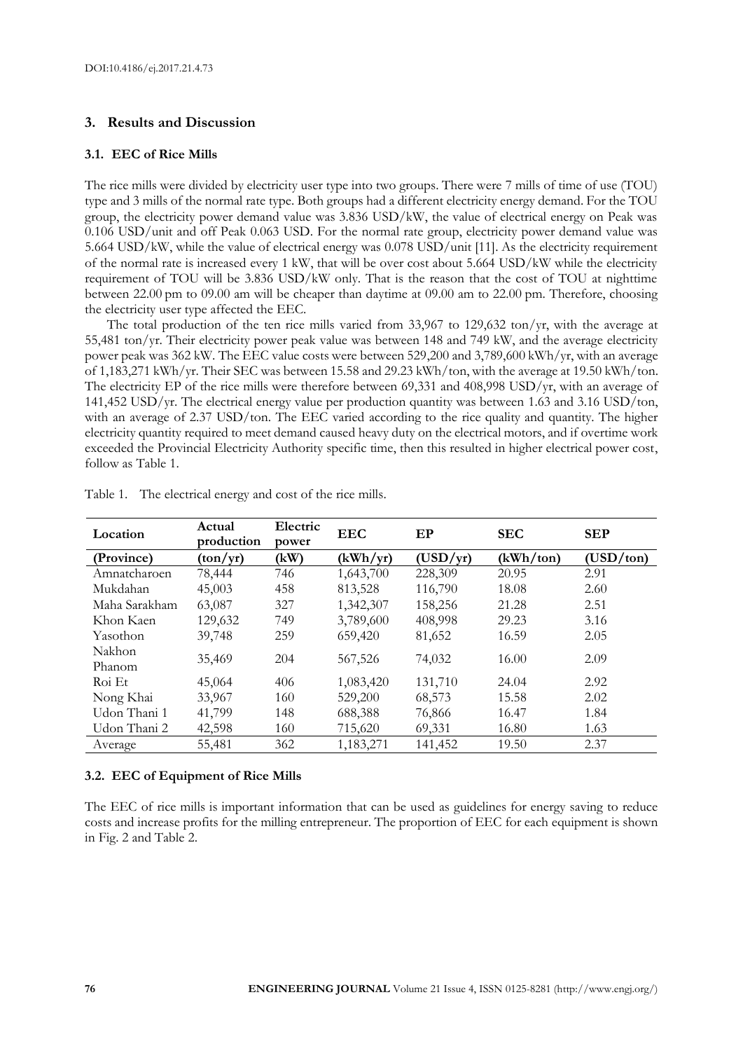## 3. Results and Discussion

### 3.1. EEC of Rice Mills

The rice mills were divided by electricity user type into two groups. There were 7 mills of time of use (TOU) type and 3 mills of the normal rate type. Both groups had a different electricity energy demand. For the TOU group, the electricity power demand value was 3.836 USD/kW, the value of electrical energy on Peak was 0.106 USD/unit and off Peak 0.063 USD. For the normal rate group, electricity power demand value was 5.664 USD/kW, while the value of electrical energy was 0.078 USD/unit [11]. As the electricity requirement of the normal rate is increased every 1 kW, that will be over cost about 5.664 USD/kW while the electricity requirement of TOU will be 3.836 USD/kW only. That is the reason that the cost of TOU at nighttime between 22.00 pm to 09.00 am will be cheaper than daytime at 09.00 am to 22.00 pm. Therefore, choosing the electricity user type affected the EEC.

The total production of the ten rice mills varied from 33,967 to 129,632 ton/yr, with the average at 55,481 ton/yr. Their electricity power peak value was between 148 and 749 kW, and the average electricity power peak was 362 kW. The EEC value costs were between 529,200 and 3,789,600 kWh/yr, with an average of 1,183,271 kWh/yr. Their SEC was between 15.58 and 29.23 kWh/ton, with the average at 19.50 kWh/ton. The electricity EP of the rice mills were therefore between 69,331 and 408,998 USD/yr, with an average of 141,452 USD/yr. The electrical energy value per production quantity was between 1.63 and 3.16 USD/ton, with an average of 2.37 USD/ton. The EEC varied according to the rice quality and quantity. The higher electricity quantity required to meet demand caused heavy duty on the electrical motors, and if overtime work exceeded the Provincial Electricity Authority specific time, then this resulted in higher electrical power cost, follow as Table 1.

Table 1. The electrical energy and cost of the rice mills.

| Location | Actual production | Electric power | EEC | EP | SEC | SEP |
|---|---|---|---|---|---|---|
| (Province) | (ton/yr) | (kW) | (kWh/yr) | (USD/yr) | (kWh/ton) | (USD/ton) |
| Amnatcharoen | 78,444 | 746 | 1,643,700 | 228,309 | 20.95 | 2.91 |
| Mukdahan | 45,003 | 458 | 813,528 | 116,790 | 18.08 | 2.60 |
| Maha Sarakham | 63,087 | 327 | 1,342,307 | 158,256 | 21.28 | 2.51 |
| Khon Kaen | 129,632 | 749 | 3,789,600 | 408,998 | 29.23 | 3.16 |
| Yasothon | 39,748 | 259 | 659,420 | 81,652 | 16.59 | 2.05 |
| Nakhon Phanom | 35,469 | 204 | 567,526 | 74,032 | 16.00 | 2.09 |
| Roi Et | 45,064 | 406 | 1,083,420 | 131,710 | 24.04 | 2.92 |
| Nong Khai | 33,967 | 160 | 529,200 | 68,573 | 15.58 | 2.02 |
| Udon Thani 1 | 41,799 | 148 | 688,388 | 76,866 | 16.47 | 1.84 |
| Udon Thani 2 | 42,598 | 160 | 715,620 | 69,331 | 16.80 | 1.63 |
| Average | 55,481 | 362 | 1,183,271 | 141,452 | 19.50 | 2.37 |

### 3.2. EEC of Equipment of Rice Mills

The EEC of rice mills is important information that can be used as guidelines for energy saving to reduce costs and increase profits for the milling entrepreneur. The proportion of EEC for each equipment is shown in Fig. 2 and Table 2.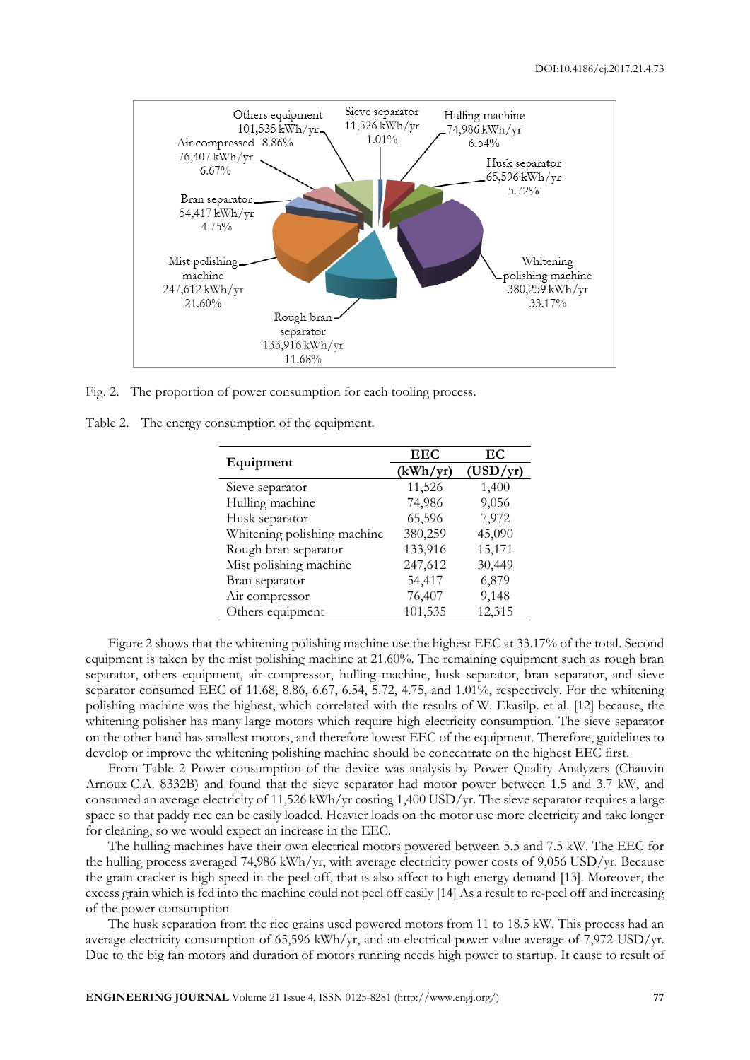Fig. 2. The proportion of power consumption for each tooling process.

Table 2. The energy consumption of the equipment.

| Equipment | EEC (kWh/yr) | EC (USD/yr) |
|---|---|---|
| Sieve separator | 11,526 | 1,400 |
| Hulling machine | 74,986 | 9,056 |
| Husk separator | 65,596 | 7,972 |
| Whitening polishing machine | 380,259 | 45,090 |
| Rough bran separator | 133,916 | 15,171 |
| Mist polishing machine | 247,612 | 30,449 |
| Bran separator | 54,417 | 6,879 |
| Air compressor | 76,407 | 9,148 |
| Others equipment | 101,535 | 12,315 |

Figure 2 shows that the whitening polishing machine use the highest EEC at 33.17% of the total. Second equipment is taken by the mist polishing machine at 21.60%. The remaining equipment such as rough bran separator, others equipment, air compressor, hulling machine, husk separator, bran separator, and sieve separator consumed EEC of 11.68, 8.86, 6.67, 6.54, 5.72, 4.75, and 1.01%, respectively. For the whitening polishing machine was the highest, which correlated with the results of W. Ekasilp. et al. [12] because, the whitening polisher has many large motors which require high electricity consumption. The sieve separator on the other hand has smallest motors, and therefore lowest EEC of the equipment. Therefore, guidelines to develop or improve the whitening polishing machine should be concentrate on the highest EEC first.

From Table 2 Power consumption of the device was analysis by Power Quality Analyzers (Chauvin Arnoux C.A. 8332B) and found that the sieve separator had motor power between 1.5 and 3.7 kW, and consumed an average electricity of 11,526 kWh/yr costing 1,400 USD/yr. The sieve separator requires a large space so that paddy rice can be easily loaded. Heavier loads on the motor use more electricity and take longer for cleaning, so we would expect an increase in the EEC.

The hulling machines have their own electrical motors powered between 5.5 and 7.5 kW. The EEC for the hulling process averaged 74,986 kWh/yr, with average electricity power costs of 9,056 USD/yr. Because the grain cracker is high speed in the peel off, that is also affect to high energy demand [13]. Moreover, the excess grain which is fed into the machine could not peel off easily [14] As a result to re-peel off and increasing of the power consumption

The husk separation from the rice grains used powered motors from 11 to 18.5 kW. This process had an average electricity consumption of 65,596 kWh/yr, and an electrical power value average of 7,972 USD/yr. Due to the big fan motors and duration of motors running needs high power to startup. It cause to result of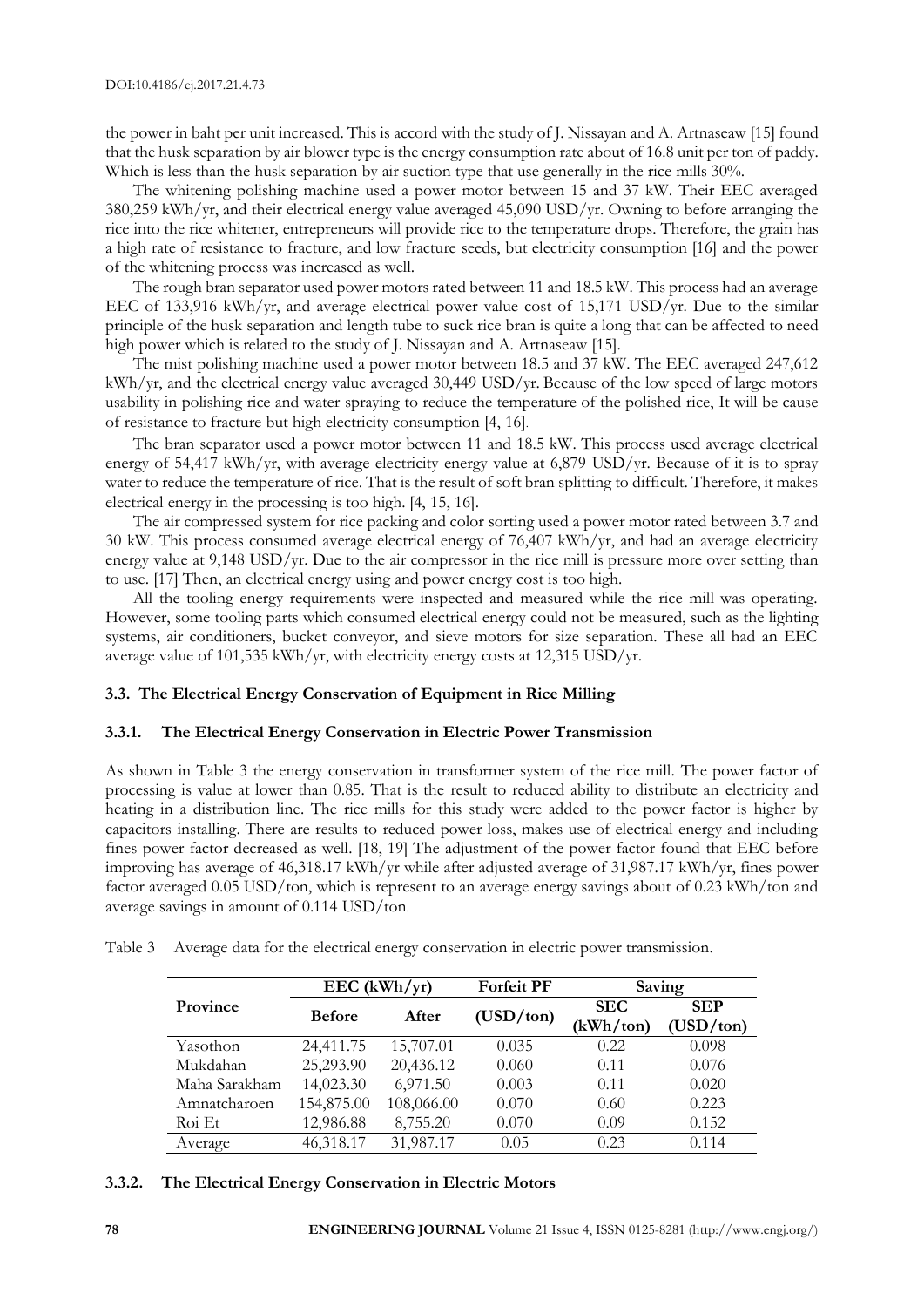the power in baht per unit increased. This is accord with the study of J. Nissayan and A. Artnaseaw [15] found that the husk separation by air blower type is the energy consumption rate about of 16.8 unit per ton of paddy. Which is less than the husk separation by air suction type that use generally in the rice mills 30%.

The whitening polishing machine used a power motor between 15 and 37 kW. Their EEC averaged 380,259 kWh/yr, and their electrical energy value averaged 45,090 USD/yr. Owning to before arranging the rice into the rice whitener, entrepreneurs will provide rice to the temperature drops. Therefore, the grain has a high rate of resistance to fracture, and low fracture seeds, but electricity consumption [16] and the power of the whitening process was increased as well.

The rough bran separator used power motors rated between 11 and 18.5 kW. This process had an average EEC of 133,916 kWh/yr, and average electrical power value cost of 15,171 USD/yr. Due to the similar principle of the husk separation and length tube to suck rice bran is quite a long that can be affected to need high power which is related to the study of J. Nissayan and A. Artnaseaw [15].

The mist polishing machine used a power motor between 18.5 and 37 kW. The EEC averaged 247,612 kWh/yr, and the electrical energy value averaged 30,449 USD/yr. Because of the low speed of large motors usability in polishing rice and water spraying to reduce the temperature of the polished rice, It will be cause of resistance to fracture but high electricity consumption [4, 16].

The bran separator used a power motor between 11 and 18.5 kW. This process used average electrical energy of 54,417 kWh/yr, with average electricity energy value at 6,879 USD/yr. Because of it is to spray water to reduce the temperature of rice. That is the result of soft bran splitting to difficult. Therefore, it makes electrical energy in the processing is too high. [4, 15, 16].

The air compressed system for rice packing and color sorting used a power motor rated between 3.7 and 30 kW. This process consumed average electrical energy of 76,407 kWh/yr, and had an average electricity energy value at 9,148 USD/yr. Due to the air compressor in the rice mill is pressure more over setting than to use. [17] Then, an electrical energy using and power energy cost is too high.

All the tooling energy requirements were inspected and measured while the rice mill was operating. However, some tooling parts which consumed electrical energy could not be measured, such as the lighting systems, air conditioners, bucket conveyor, and sieve motors for size separation. These all had an EEC average value of 101,535 kWh/yr, with electricity energy costs at 12,315 USD/yr.

### 3.3. The Electrical Energy Conservation of Equipment in Rice Milling

#### 3.3.1. The Electrical Energy Conservation in Electric Power Transmission

As shown in Table 3 the energy conservation in transformer system of the rice mill. The power factor of processing is value at lower than 0.85. That is the result to reduced ability to distribute an electricity and heating in a distribution line. The rice mills for this study were added to the power factor is higher by capacitors installing. There are results to reduced power loss, makes use of electrical energy and including fines power factor decreased as well. [18, 19] The adjustment of the power factor found that EEC before improving has average of 46,318.17 kWh/yr while after adjusted average of 31,987.17 kWh/yr, fines power factor averaged 0.05 USD/ton, which is represent to an average energy savings about of 0.23 kWh/ton and average savings in amount of 0.114 USD/ton.

Table 3 Average data for the electrical energy conservation in electric power transmission.

| Province | EEC (kWh/yr) | | Forfeit PF | Saving | |
|---|---|---|---|---|---|
| | Before | After | (USD/ton) | SEC (kWh/ton) | SEP (USD/ton) |
| Yasothon | 24,411.75 | 15,707.01 | 0.035 | 0.22 | 0.098 |
| Mukdahan | 25,293.90 | 20,436.12 | 0.060 | 0.11 | 0.076 |
| Maha Sarakham | 14,023.30 | 6,971.50 | 0.003 | 0.11 | 0.020 |
| Amnatcharoen | 154,875.00 | 108,066.00 | 0.070 | 0.60 | 0.223 |
| Roi Et | 12,986.88 | 8,755.20 | 0.070 | 0.09 | 0.152 |
| Average | 46,318.17 | 31,987.17 | 0.05 | 0.23 | 0.114 |

#### 3.3.2. The Electrical Energy Conservation in Electric Motors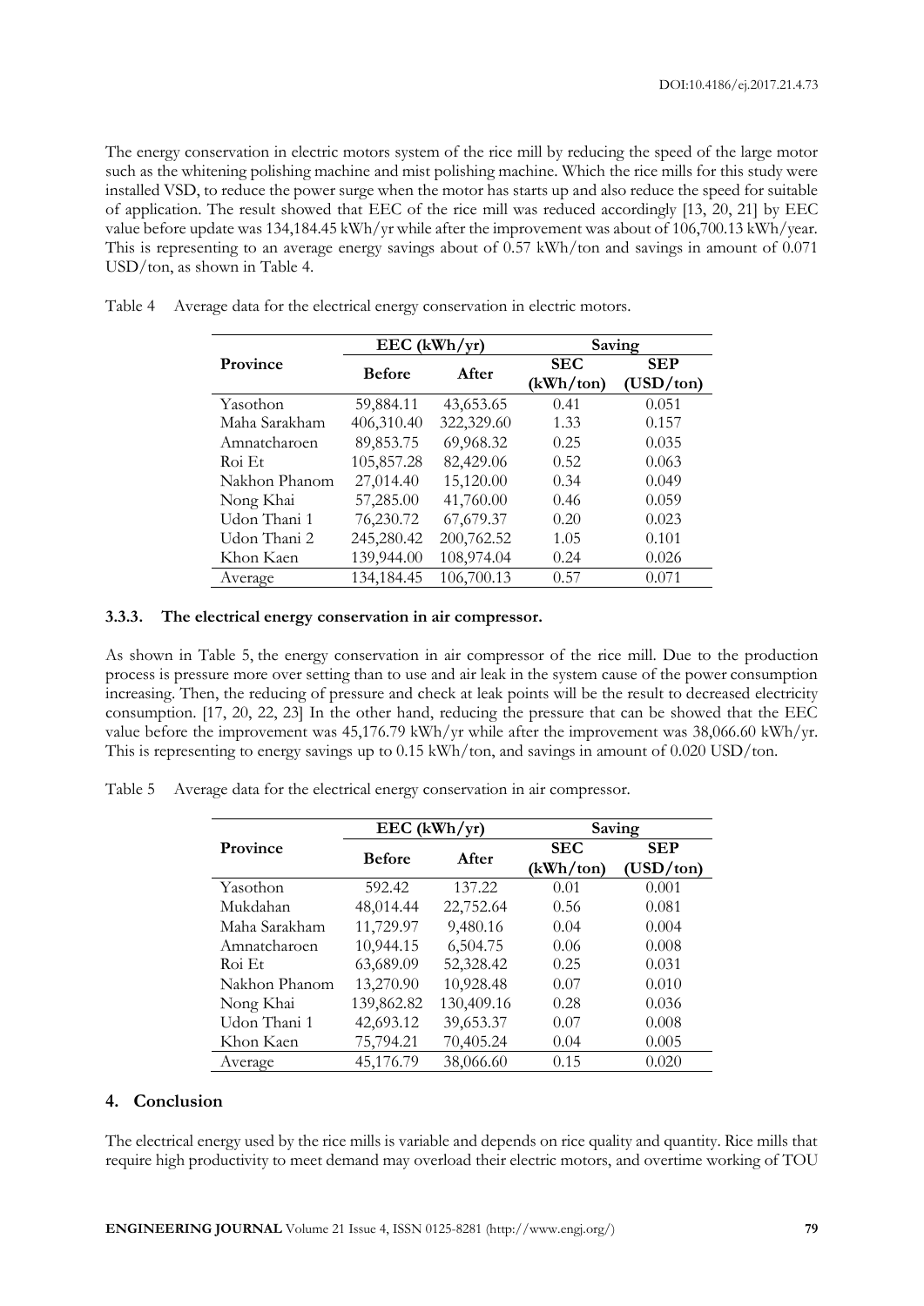The energy conservation in electric motors system of the rice mill by reducing the speed of the large motor such as the whitening polishing machine and mist polishing machine. Which the rice mills for this study were installed VSD, to reduce the power surge when the motor has starts up and also reduce the speed for suitable of application. The result showed that EEC of the rice mill was reduced accordingly [13, 20, 21] by EEC value before update was 134,184.45 kWh/yr while after the improvement was about of 106,700.13 kWh/year. This is representing to an average energy savings about of 0.57 kWh/ton and savings in amount of 0.071 USD/ton, as shown in Table 4.

Table 4 Average data for the electrical energy conservation in electric motors.

| Province | EEC (kWh/yr) | | Saving | |
|---|---|---|---|---|
| | Before | After | SEC (kWh/ton) | SEP (USD/ton) |
| Yasothon | 59,884.11 | 43,653.65 | 0.41 | 0.051 |
| Maha Sarakham | 406,310.40 | 322,329.60 | 1.33 | 0.157 |
| Amnatcharoen | 89,853.75 | 69,968.32 | 0.25 | 0.035 |
| Roi Et | 105,857.28 | 82,429.06 | 0.52 | 0.063 |
| Nakhon Phanom | 27,014.40 | 15,120.00 | 0.34 | 0.049 |
| Nong Khai | 57,285.00 | 41,760.00 | 0.46 | 0.059 |
| Udon Thani 1 | 76,230.72 | 67,679.37 | 0.20 | 0.023 |
| Udon Thani 2 | 245,280.42 | 200,762.52 | 1.05 | 0.101 |
| Khon Kaen | 139,944.00 | 108,974.04 | 0.24 | 0.026 |
| Average | 134,184.45 | 106,700.13 | 0.57 | 0.071 |

### 3.3.3. The electrical energy conservation in air compressor.

As shown in Table 5, the energy conservation in air compressor of the rice mill. Due to the production process is pressure more over setting than to use and air leak in the system cause of the power consumption increasing. Then, the reducing of pressure and check at leak points will be the result to decreased electricity consumption. [17, 20, 22, 23] In the other hand, reducing the pressure that can be showed that the EEC value before the improvement was 45,176.79 kWh/yr while after the improvement was 38,066.60 kWh/yr. This is representing to energy savings up to 0.15 kWh/ton, and savings in amount of 0.020 USD/ton.

Table 5 Average data for the electrical energy conservation in air compressor.

| Province | EEC (kWh/yr) | | Saving | |
|---|---|---|---|---|
| | Before | After | SEC (kWh/ton) | SEP (USD/ton) |
| Yasothon | 592.42 | 137.22 | 0.01 | 0.001 |
| Mukdahan | 48,014.44 | 22,752.64 | 0.56 | 0.081 |
| Maha Sarakham | 11,729.97 | 9,480.16 | 0.04 | 0.004 |
| Amnatcharoen | 10,944.15 | 6,504.75 | 0.06 | 0.008 |
| Roi Et | 63,689.09 | 52,328.42 | 0.25 | 0.031 |
| Nakhon Phanom | 13,270.90 | 10,928.48 | 0.07 | 0.010 |
| Nong Khai | 139,862.82 | 130,409.16 | 0.28 | 0.036 |
| Udon Thani 1 | 42,693.12 | 39,653.37 | 0.07 | 0.008 |
| Khon Kaen | 75,794.21 | 70,405.24 | 0.04 | 0.005 |
| Average | 45,176.79 | 38,066.60 | 0.15 | 0.020 |

## 4. Conclusion

The electrical energy used by the rice mills is variable and depends on rice quality and quantity. Rice mills that require high productivity to meet demand may overload their electric motors, and overtime working of TOU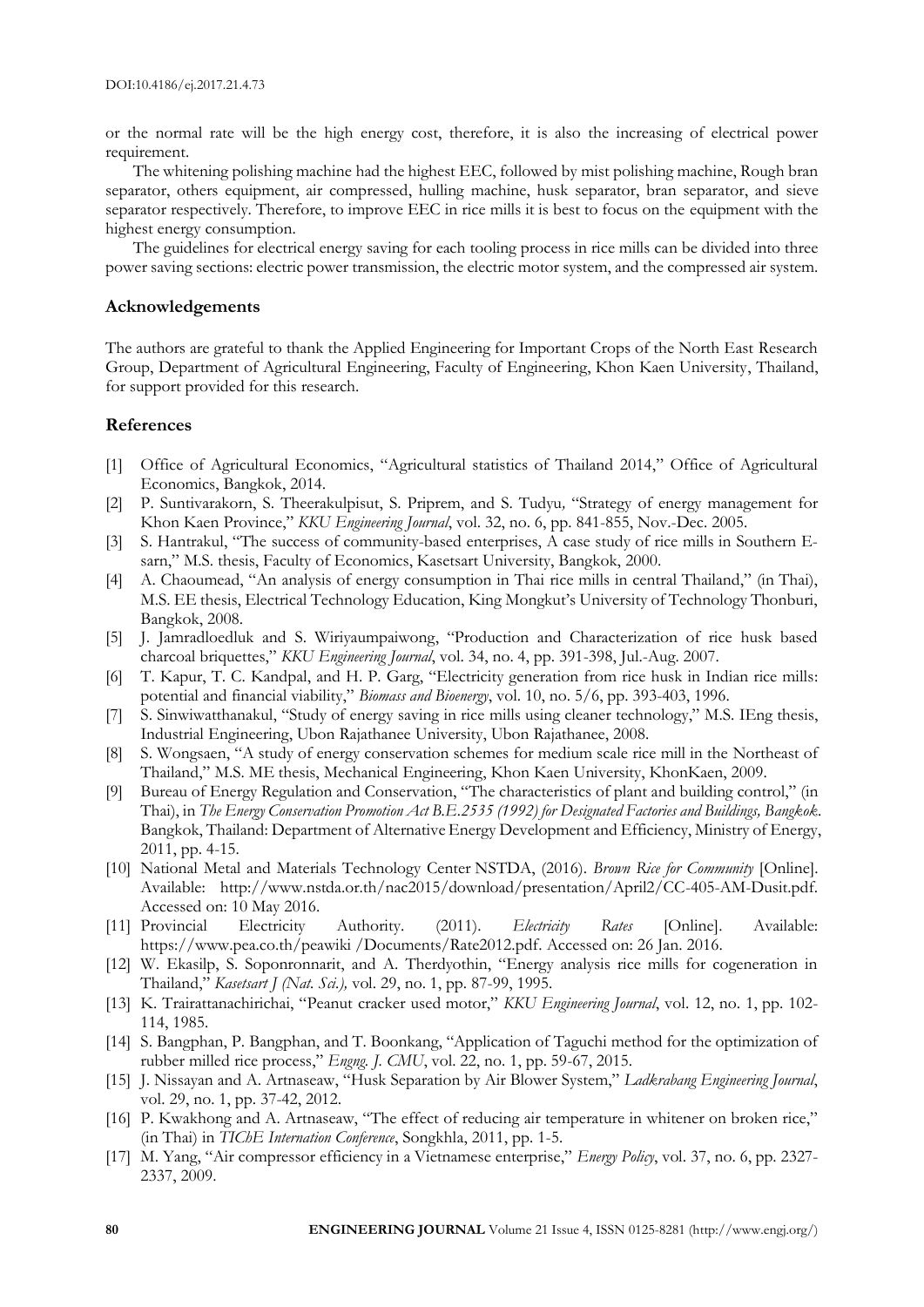or the normal rate will be the high energy cost, therefore, it is also the increasing of electrical power requirement.

The whitening polishing machine had the highest EEC, followed by mist polishing machine, Rough bran separator, others equipment, air compressed, hulling machine, husk separator, bran separator, and sieve separator respectively. Therefore, to improve EEC in rice mills it is best to focus on the equipment with the highest energy consumption.

The guidelines for electrical energy saving for each tooling process in rice mills can be divided into three power saving sections: electric power transmission, the electric motor system, and the compressed air system.

## Acknowledgements

The authors are grateful to thank the Applied Engineering for Important Crops of the North East Research Group, Department of Agricultural Engineering, Faculty of Engineering, Khon Kaen University, Thailand, for support provided for this research.

## References

[1] Office of Agricultural Economics, "Agricultural statistics of Thailand 2014," Office of Agricultural Economics, Bangkok, 2014.

[2] P. Suntivarakorn, S. Theerakulpisut, S. Priprem, and S. Tudyu, "Strategy of energy management for Khon Kaen Province," *KKU Engineering Journal*, vol. 32, no. 6, pp. 841-855, Nov.-Dec. 2005.

[3] S. Hantrakul, "The success of community-based enterprises, A case study of rice mills in Southern E-sarn," M.S. thesis, Faculty of Economics, Kasetsart University, Bangkok, 2000.

[4] A. Chaoumead, "An analysis of energy consumption in Thai rice mills in central Thailand," (in Thai), M.S. EE thesis, Electrical Technology Education, King Mongkut's University of Technology Thonburi, Bangkok, 2008.

[5] J. Jamradloedluk and S. Wiriyaumpaiwong, "Production and Characterization of rice husk based charcoal briquettes," *KKU Engineering Journal*, vol. 34, no. 4, pp. 391-398, Jul.-Aug. 2007.

[6] T. Kapur, T. C. Kandpal, and H. P. Garg, "Electricity generation from rice husk in Indian rice mills: potential and financial viability," *Biomass and Bioenergy*, vol. 10, no. 5/6, pp. 393-403, 1996.

[7] S. Sinwiwatthanakul, "Study of energy saving in rice mills using cleaner technology," M.S. IEng thesis, Industrial Engineering, Ubon Rajathanee University, Ubon Rajathanee, 2008.

[8] S. Wongsaen, "A study of energy conservation schemes for medium scale rice mill in the Northeast of Thailand," M.S. ME thesis, Mechanical Engineering, Khon Kaen University, KhonKaen, 2009.

[9] Bureau of Energy Regulation and Conservation, "The characteristics of plant and building control," (in Thai), in *The Energy Conservation Promotion Act B.E.2535 (1992) for Designated Factories and Buildings, Bangkok*. Bangkok, Thailand: Department of Alternative Energy Development and Efficiency, Ministry of Energy, 2011, pp. 4-15.

[10] National Metal and Materials Technology Center NSTDA, (2016). *Brown Rice for Community* [Online]. Available: http://www.nstda.or.th/nac2015/download/presentation/April2/CC-405-AM-Dusit.pdf. Accessed on: 10 May 2016.

[11] Provincial Electricity Authority. (2011). *Electricity Rates* [Online]. Available: https://www.pea.co.th/peawiki /Documents/Rate2012.pdf. Accessed on: 26 Jan. 2016.

[12] W. Ekasilp, S. Soponronnarit, and A. Therdyothin, "Energy analysis rice mills for cogeneration in Thailand," *Kasetsart J (Nat. Sci.),* vol. 29, no. 1, pp. 87-99, 1995.

[13] K. Trairattanachirichai, "Peanut cracker used motor," *KKU Engineering Journal*, vol. 12, no. 1, pp. 102-114, 1985.

[14] S. Bangphan, P. Bangphan, and T. Boonkang, "Application of Taguchi method for the optimization of rubber milled rice process," *Engng. J. CMU*, vol. 22, no. 1, pp. 59-67, 2015.

[15] J. Nissayan and A. Artnaseaw, "Husk Separation by Air Blower System," *Ladkrabang Engineering Journal*, vol. 29, no. 1, pp. 37-42, 2012.

[16] P. Kwakhong and A. Artnaseaw, "The effect of reducing air temperature in whitener on broken rice," (in Thai) in *TIChE Internation Conference*, Songkhla, 2011, pp. 1-5.

[17] M. Yang, "Air compressor efficiency in a Vietnamese enterprise," *Energy Policy*, vol. 37, no. 6, pp. 2327-2337, 2009.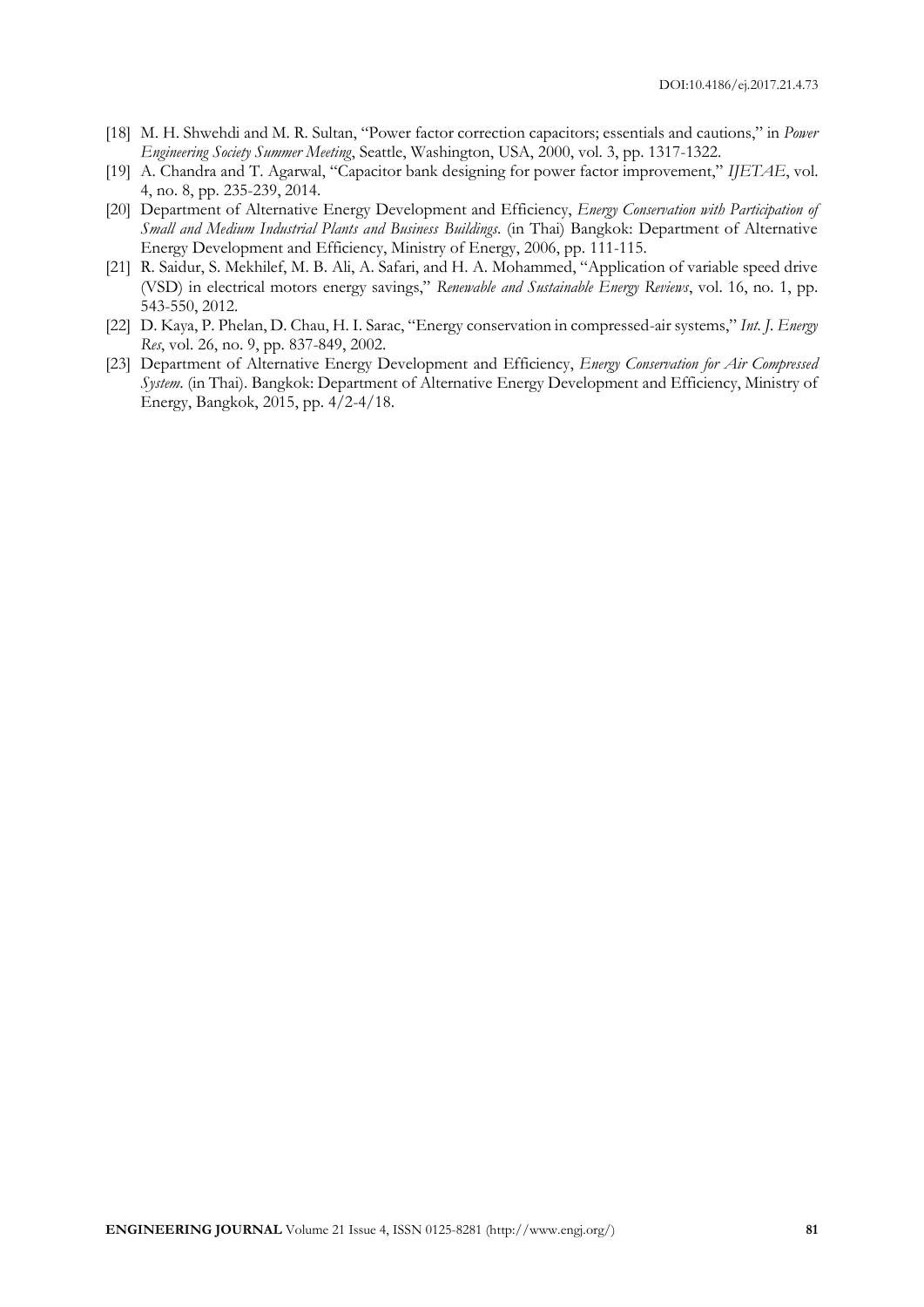[18] M. H. Shwehdi and M. R. Sultan, "Power factor correction capacitors; essentials and cautions," in *Power Engineering Society Summer Meeting*, Seattle, Washington, USA, 2000, vol. 3, pp. 1317-1322.

[19] A. Chandra and T. Agarwal, "Capacitor bank designing for power factor improvement," *IJETAE*, vol. 4, no. 8, pp. 235-239, 2014.

[20] Department of Alternative Energy Development and Efficiency, *Energy Conservation with Participation of Small and Medium Industrial Plants and Business Buildings*. (in Thai) Bangkok: Department of Alternative Energy Development and Efficiency, Ministry of Energy, 2006, pp. 111-115.

[21] R. Saidur, S. Mekhilef, M. B. Ali, A. Safari, and H. A. Mohammed, "Application of variable speed drive (VSD) in electrical motors energy savings," *Renewable and Sustainable Energy Reviews*, vol. 16, no. 1, pp. 543-550, 2012.

[22] D. Kaya, P. Phelan, D. Chau, H. I. Sarac, "Energy conservation in compressed-air systems," *Int. J. Energy Res*, vol. 26, no. 9, pp. 837-849, 2002.

[23] Department of Alternative Energy Development and Efficiency, *Energy Conservation for Air Compressed System*. (in Thai). Bangkok: Department of Alternative Energy Development and Efficiency, Ministry of Energy, Bangkok, 2015, pp. 4/2-4/18.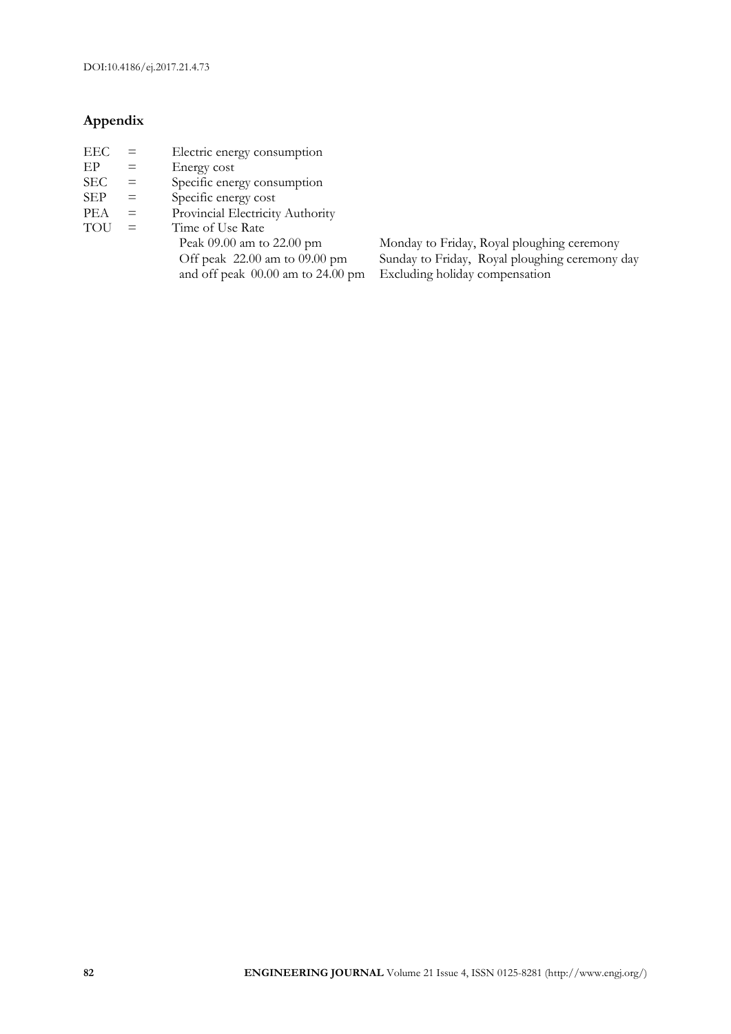## Appendix

| | | | |
|---|---|---|---|
| EEC | = | Electric energy consumption | |
| EP | = | Energy cost | |
| SEC | = | Specific energy consumption | |
| SEP | = | Specific energy cost | |
| PEA | = | Provincial Electricity Authority | |
| TOU | = | Time of Use Rate | |
| | | Peak 09.00 am to 22.00 pm | Monday to Friday, Royal ploughing ceremony |
| | | Off peak 22.00 am to 09.00 pm | Sunday to Friday, Royal ploughing ceremony day |
| | | and off peak 00.00 am to 24.00 pm | Excluding holiday compensation |